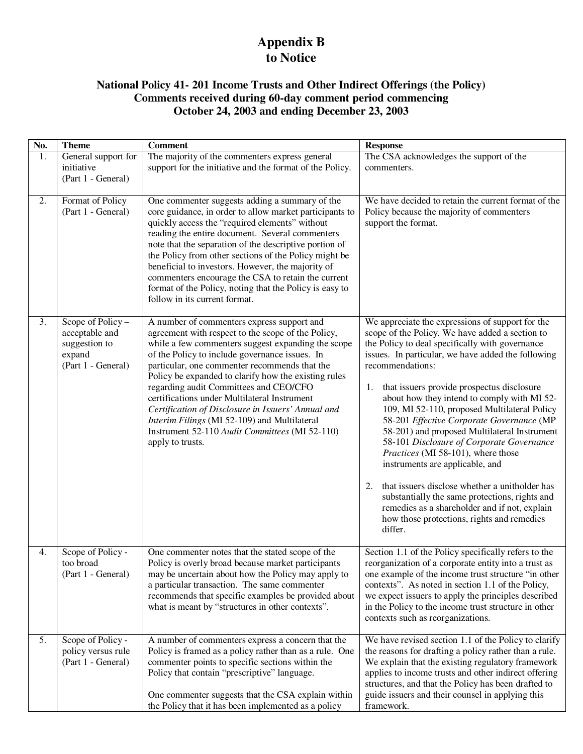# Appendix B
# to Notice

## National Policy 41- 201 Income Trusts and Other Indirect Offerings (the Policy)
## Comments received during 60-day comment period commencing October 24, 2003 and ending December 23, 2003

| No. | Theme | Comment | Response |
|---|---|---|---|
| 1. | General support for initiative (Part 1 - General) | The majority of the commenters express general support for the initiative and the format of the Policy. | The CSA acknowledges the support of the commenters. |
| 2. | Format of Policy (Part 1 - General) | One commenter suggests adding a summary of the core guidance, in order to allow market participants to quickly access the "required elements" without reading the entire document. Several commenters note that the separation of the descriptive portion of the Policy from other sections of the Policy might be beneficial to investors. However, the majority of commenters encourage the CSA to retain the current format of the Policy, noting that the Policy is easy to follow in its current format. | We have decided to retain the current format of the Policy because the majority of commenters support the format. |
| 3. | Scope of Policy – acceptable and suggestion to expand (Part 1 - General) | A number of commenters express support and agreement with respect to the scope of the Policy, while a few commenters suggest expanding the scope of the Policy to include governance issues. In particular, one commenter recommends that the Policy be expanded to clarify how the existing rules regarding audit Committees and CEO/CFO certifications under Multilateral Instrument *Certification of Disclosure in Issuers' Annual and Interim Filings* (MI 52-109) and Multilateral Instrument 52-110 *Audit Committees* (MI 52-110) apply to trusts. | We appreciate the expressions of support for the scope of the Policy. We have added a section to the Policy to deal specifically with governance issues. In particular, we have added the following recommendations:<br><br>1. that issuers provide prospectus disclosure about how they intend to comply with MI 52-109, MI 52-110, proposed Multilateral Policy 58-201 *Effective Corporate Governance* (MP 58-201) and proposed Multilateral Instrument 58-101 *Disclosure of Corporate Governance Practices* (MI 58-101), where those instruments are applicable, and<br><br>2. that issuers disclose whether a unitholder has substantially the same protections, rights and remedies as a shareholder and if not, explain how those protections, rights and remedies differ. |
| 4. | Scope of Policy - too broad (Part 1 - General) | One commenter notes that the stated scope of the Policy is overly broad because market participants may be uncertain about how the Policy may apply to a particular transaction. The same commenter recommends that specific examples be provided about what is meant by "structures in other contexts". | Section 1.1 of the Policy specifically refers to the reorganization of a corporate entity into a trust as one example of the income trust structure "in other contexts". As noted in section 1.1 of the Policy, we expect issuers to apply the principles described in the Policy to the income trust structure in other contexts such as reorganizations. |
| 5. | Scope of Policy - policy versus rule (Part 1 - General) | A number of commenters express a concern that the Policy is framed as a policy rather than as a rule. One commenter points to specific sections within the Policy that contain "prescriptive" language.<br><br>One commenter suggests that the CSA explain within the Policy that it has been implemented as a policy | We have revised section 1.1 of the Policy to clarify the reasons for drafting a policy rather than a rule. We explain that the existing regulatory framework applies to income trusts and other indirect offering structures, and that the Policy has been drafted to guide issuers and their counsel in applying this framework. |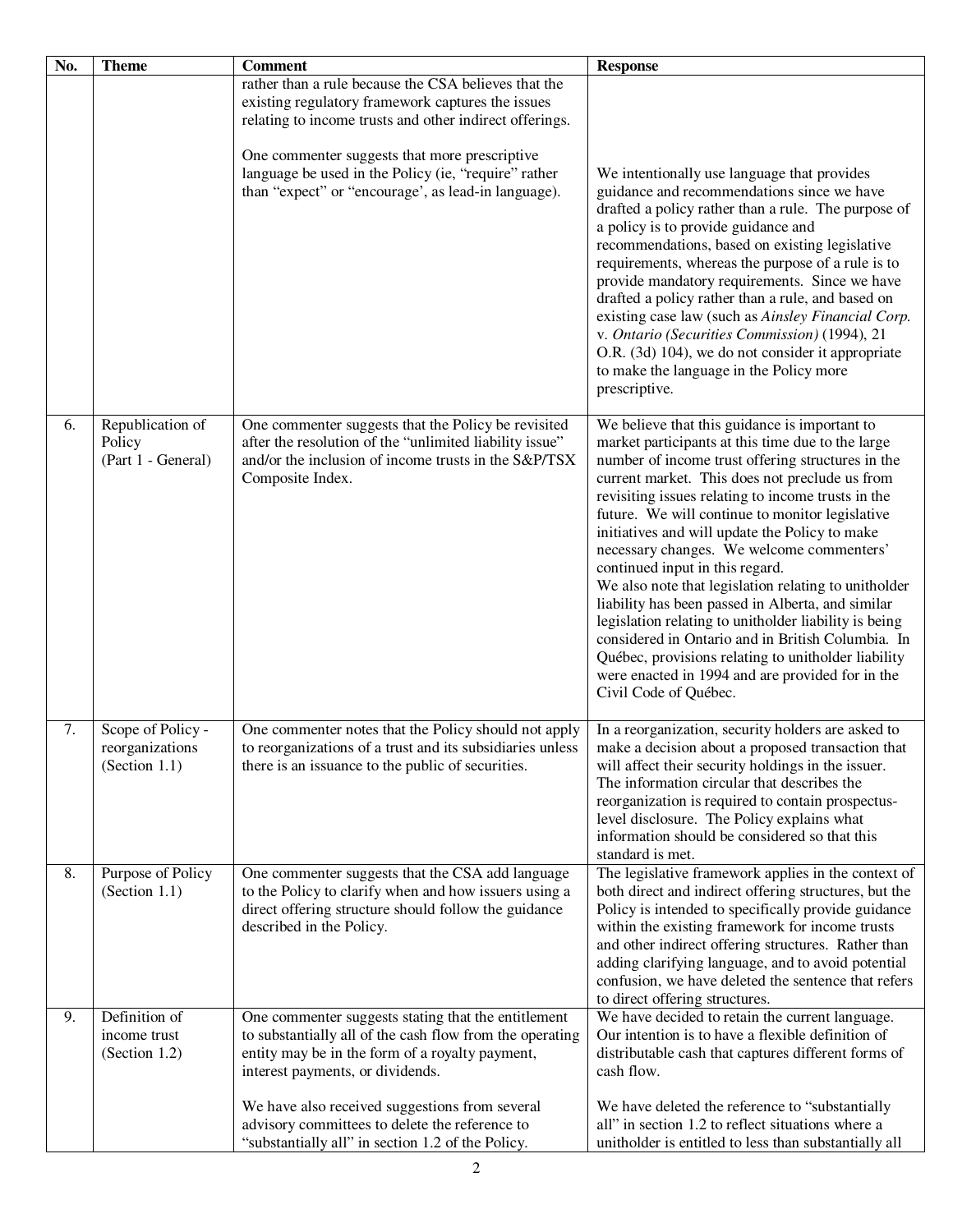| No. | Theme | Comment | Response |
|---|---|---|---|
| | | rather than a rule because the CSA believes that the existing regulatory framework captures the issues relating to income trusts and other indirect offerings.<br><br>One commenter suggests that more prescriptive language be used in the Policy (ie, "require" rather than "expect" or "encourage', as lead-in language). | We intentionally use language that provides guidance and recommendations since we have drafted a policy rather than a rule. The purpose of a policy is to provide guidance and recommendations, based on existing legislative requirements, whereas the purpose of a rule is to provide mandatory requirements. Since we have drafted a policy rather than a rule, and based on existing case law (such as *Ainsley Financial Corp.* v. *Ontario (Securities Commission)* (1994), 21 O.R. (3d) 104), we do not consider it appropriate to make the language in the Policy more prescriptive. |
| 6. | Republication of Policy (Part 1 - General) | One commenter suggests that the Policy be revisited after the resolution of the "unlimited liability issue" and/or the inclusion of income trusts in the S&P/TSX Composite Index. | We believe that this guidance is important to market participants at this time due to the large number of income trust offering structures in the current market. This does not preclude us from revisiting issues relating to income trusts in the future. We will continue to monitor legislative initiatives and will update the Policy to make necessary changes. We welcome commenters' continued input in this regard.<br>We also note that legislation relating to unitholder liability has been passed in Alberta, and similar legislation relating to unitholder liability is being considered in Ontario and in British Columbia. In Québec, provisions relating to unitholder liability were enacted in 1994 and are provided for in the Civil Code of Québec. |
| 7. | Scope of Policy - reorganizations (Section 1.1) | One commenter notes that the Policy should not apply to reorganizations of a trust and its subsidiaries unless there is an issuance to the public of securities. | In a reorganization, security holders are asked to make a decision about a proposed transaction that will affect their security holdings in the issuer. The information circular that describes the reorganization is required to contain prospectus-level disclosure. The Policy explains what information should be considered so that this standard is met. |
| 8. | Purpose of Policy (Section 1.1) | One commenter suggests that the CSA add language to the Policy to clarify when and how issuers using a direct offering structure should follow the guidance described in the Policy. | The legislative framework applies in the context of both direct and indirect offering structures, but the Policy is intended to specifically provide guidance within the existing framework for income trusts and other indirect offering structures. Rather than adding clarifying language, and to avoid potential confusion, we have deleted the sentence that refers to direct offering structures. |
| 9. | Definition of income trust (Section 1.2) | One commenter suggests stating that the entitlement to substantially all of the cash flow from the operating entity may be in the form of a royalty payment, interest payments, or dividends.<br><br>We have also received suggestions from several advisory committees to delete the reference to "substantially all" in section 1.2 of the Policy. | We have decided to retain the current language. Our intention is to have a flexible definition of distributable cash that captures different forms of cash flow.<br><br>We have deleted the reference to "substantially all" in section 1.2 to reflect situations where a unitholder is entitled to less than substantially all |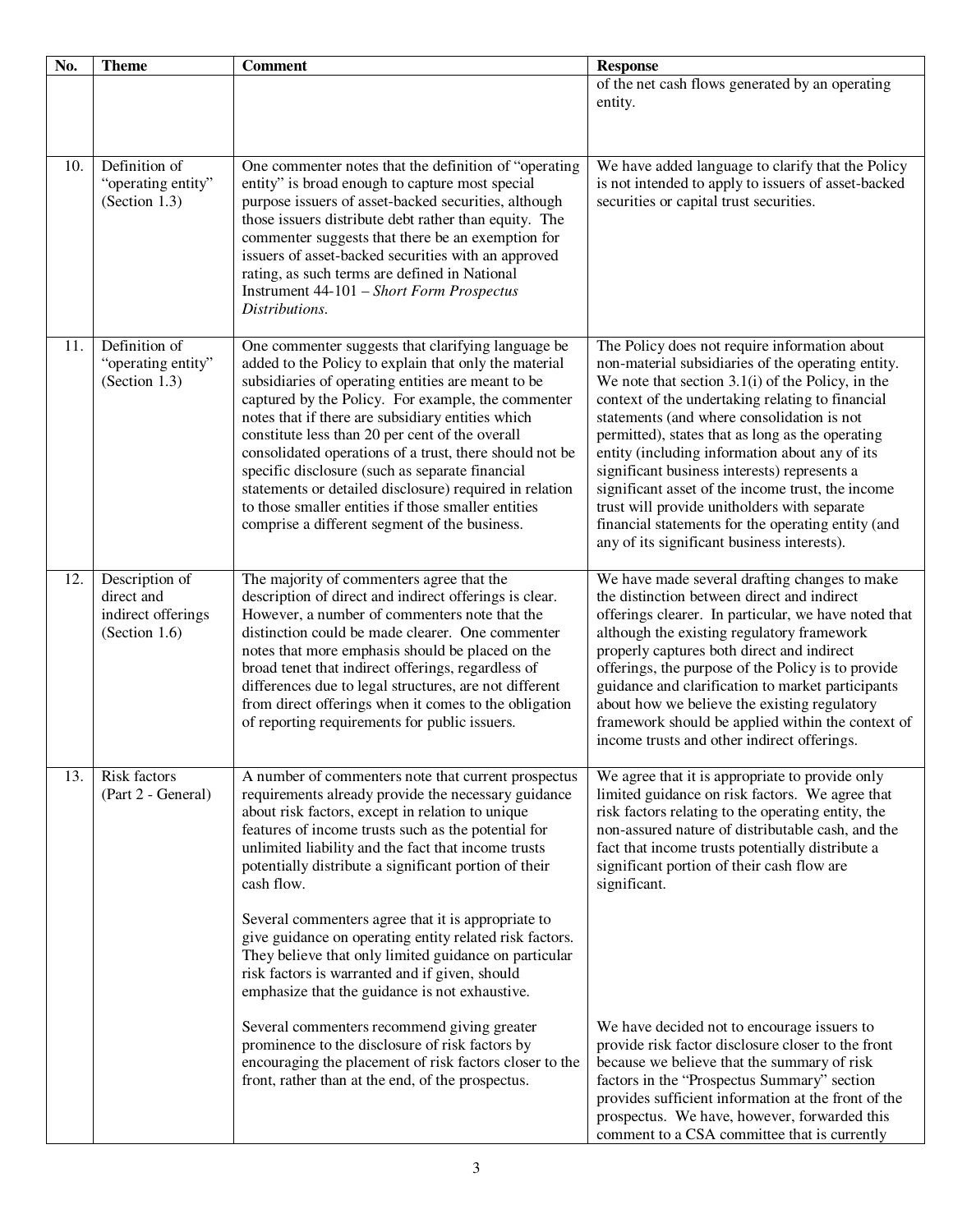| No. | Theme | Comment | Response |
|---|---|---|---|
| | | | of the net cash flows generated by an operating entity. |
| 10. | Definition of "operating entity" (Section 1.3) | One commenter notes that the definition of "operating entity" is broad enough to capture most special purpose issuers of asset-backed securities, although those issuers distribute debt rather than equity. The commenter suggests that there be an exemption for issuers of asset-backed securities with an approved rating, as such terms are defined in National Instrument 44-101 – *Short Form Prospectus Distributions*. | We have added language to clarify that the Policy is not intended to apply to issuers of asset-backed securities or capital trust securities. |
| 11. | Definition of "operating entity" (Section 1.3) | One commenter suggests that clarifying language be added to the Policy to explain that only the material subsidiaries of operating entities are meant to be captured by the Policy. For example, the commenter notes that if there are subsidiary entities which constitute less than 20 per cent of the overall consolidated operations of a trust, there should not be specific disclosure (such as separate financial statements or detailed disclosure) required in relation to those smaller entities if those smaller entities comprise a different segment of the business. | The Policy does not require information about non-material subsidiaries of the operating entity. We note that section 3.1(i) of the Policy, in the context of the undertaking relating to financial statements (and where consolidation is not permitted), states that as long as the operating entity (including information about any of its significant business interests) represents a significant asset of the income trust, the income trust will provide unitholders with separate financial statements for the operating entity (and any of its significant business interests). |
| 12. | Description of direct and indirect offerings (Section 1.6) | The majority of commenters agree that the description of direct and indirect offerings is clear. However, a number of commenters note that the distinction could be made clearer. One commenter notes that more emphasis should be placed on the broad tenet that indirect offerings, regardless of differences due to legal structures, are not different from direct offerings when it comes to the obligation of reporting requirements for public issuers. | We have made several drafting changes to make the distinction between direct and indirect offerings clearer. In particular, we have noted that although the existing regulatory framework properly captures both direct and indirect offerings, the purpose of the Policy is to provide guidance and clarification to market participants about how we believe the existing regulatory framework should be applied within the context of income trusts and other indirect offerings. |
| 13. | Risk factors (Part 2 - General) | A number of commenters note that current prospectus requirements already provide the necessary guidance about risk factors, except in relation to unique features of income trusts such as the potential for unlimited liability and the fact that income trusts potentially distribute a significant portion of their cash flow.<br><br>Several commenters agree that it is appropriate to give guidance on operating entity related risk factors. They believe that only limited guidance on particular risk factors is warranted and if given, should emphasize that the guidance is not exhaustive. | We agree that it is appropriate to provide only limited guidance on risk factors. We agree that risk factors relating to the operating entity, the non-assured nature of distributable cash, and the fact that income trusts potentially distribute a significant portion of their cash flow are significant. |
| | | Several commenters recommend giving greater prominence to the disclosure of risk factors by encouraging the placement of risk factors closer to the front, rather than at the end, of the prospectus. | We have decided not to encourage issuers to provide risk factor disclosure closer to the front because we believe that the summary of risk factors in the "Prospectus Summary" section provides sufficient information at the front of the prospectus. We have, however, forwarded this comment to a CSA committee that is currently |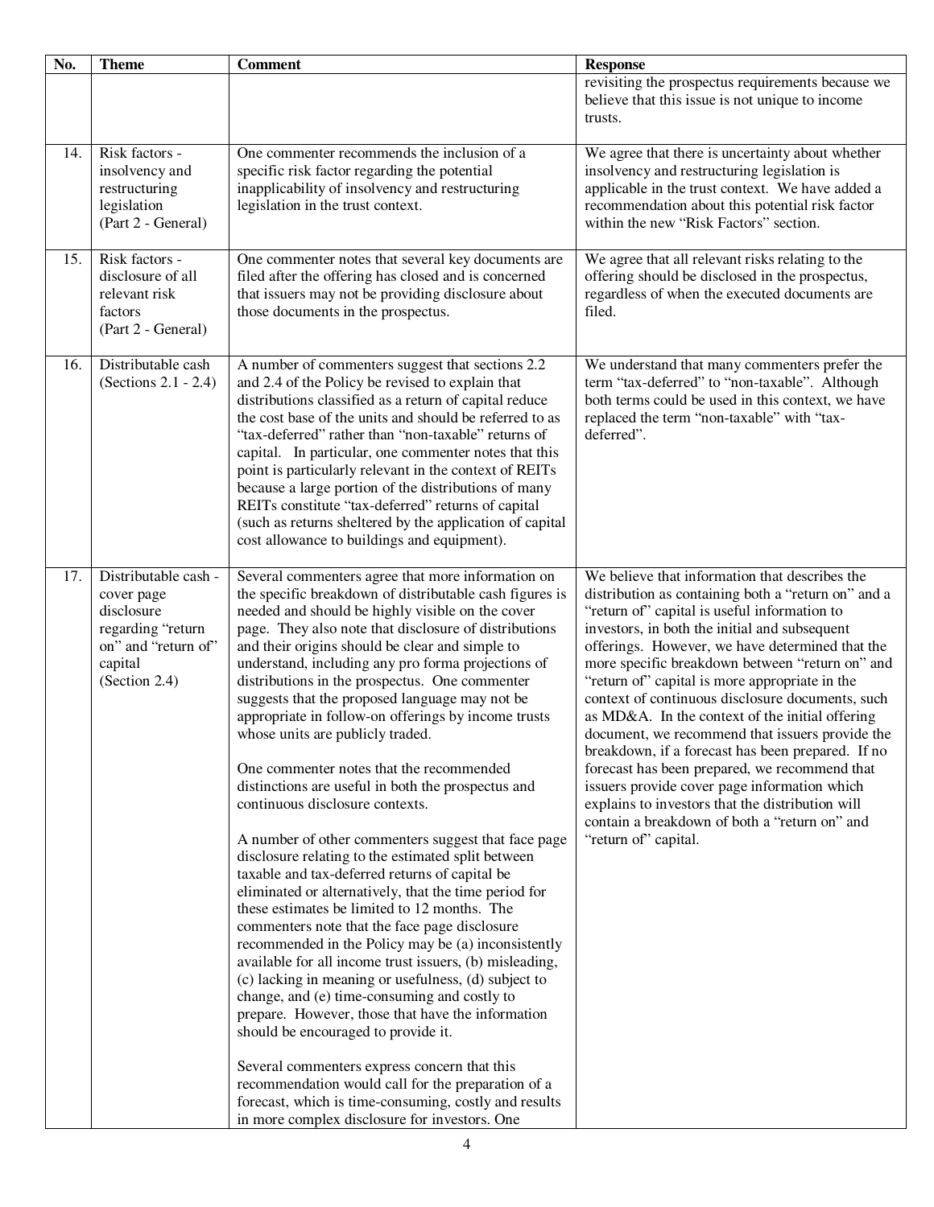| No. | Theme | Comment | Response |
|---|---|---|---|
| | | | revisiting the prospectus requirements because we believe that this issue is not unique to income trusts. |
| 14. | Risk factors - insolvency and restructuring legislation (Part 2 - General) | One commenter recommends the inclusion of a specific risk factor regarding the potential inapplicability of insolvency and restructuring legislation in the trust context. | We agree that there is uncertainty about whether insolvency and restructuring legislation is applicable in the trust context. We have added a recommendation about this potential risk factor within the new "Risk Factors" section. |
| 15. | Risk factors - disclosure of all relevant risk factors (Part 2 - General) | One commenter notes that several key documents are filed after the offering has closed and is concerned that issuers may not be providing disclosure about those documents in the prospectus. | We agree that all relevant risks relating to the offering should be disclosed in the prospectus, regardless of when the executed documents are filed. |
| 16. | Distributable cash (Sections 2.1 - 2.4) | A number of commenters suggest that sections 2.2 and 2.4 of the Policy be revised to explain that distributions classified as a return of capital reduce the cost base of the units and should be referred to as "tax-deferred" rather than "non-taxable" returns of capital. In particular, one commenter notes that this point is particularly relevant in the context of REITs because a large portion of the distributions of many REITs constitute "tax-deferred" returns of capital (such as returns sheltered by the application of capital cost allowance to buildings and equipment). | We understand that many commenters prefer the term "tax-deferred" to "non-taxable". Although both terms could be used in this context, we have replaced the term "non-taxable" with "tax-deferred". |
| 17. | Distributable cash - cover page disclosure regarding "return on" and "return of" capital (Section 2.4) | Several commenters agree that more information on the specific breakdown of distributable cash figures is needed and should be highly visible on the cover page. They also note that disclosure of distributions and their origins should be clear and simple to understand, including any pro forma projections of distributions in the prospectus. One commenter suggests that the proposed language may not be appropriate in follow-on offerings by income trusts whose units are publicly traded.<br><br>One commenter notes that the recommended distinctions are useful in both the prospectus and continuous disclosure contexts.<br><br>A number of other commenters suggest that face page disclosure relating to the estimated split between taxable and tax-deferred returns of capital be eliminated or alternatively, that the time period for these estimates be limited to 12 months. The commenters note that the face page disclosure recommended in the Policy may be (a) inconsistently available for all income trust issuers, (b) misleading, (c) lacking in meaning or usefulness, (d) subject to change, and (e) time-consuming and costly to prepare. However, those that have the information should be encouraged to provide it.<br><br>Several commenters express concern that this recommendation would call for the preparation of a forecast, which is time-consuming, costly and results in more complex disclosure for investors. One | We believe that information that describes the distribution as containing both a "return on" and a "return of" capital is useful information to investors, in both the initial and subsequent offerings. However, we have determined that the more specific breakdown between "return on" and "return of" capital is more appropriate in the context of continuous disclosure documents, such as MD&A. In the context of the initial offering document, we recommend that issuers provide the breakdown, if a forecast has been prepared. If no forecast has been prepared, we recommend that issuers provide cover page information which explains to investors that the distribution will contain a breakdown of both a "return on" and "return of" capital. |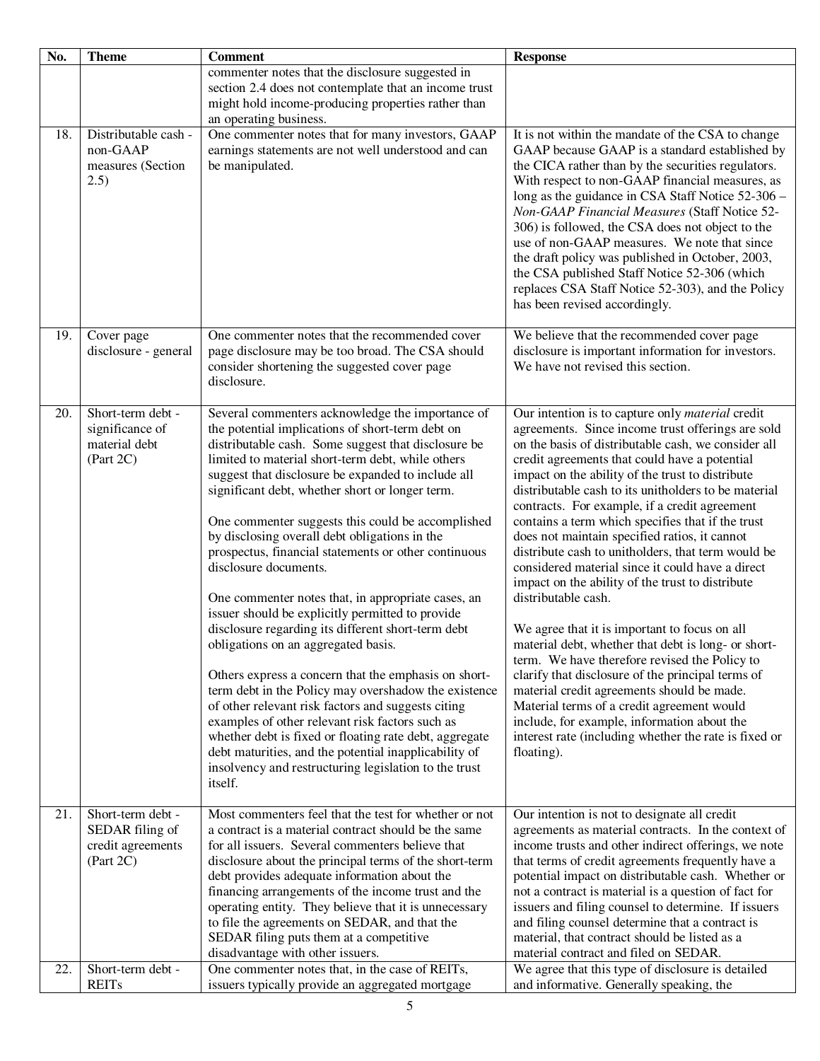| No. | Theme | Comment | Response |
|---|---|---|---|
| | | commenter notes that the disclosure suggested in section 2.4 does not contemplate that an income trust might hold income-producing properties rather than an operating business. | |
| 18. | Distributable cash - non-GAAP measures (Section 2.5) | One commenter notes that for many investors, GAAP earnings statements are not well understood and can be manipulated. | It is not within the mandate of the CSA to change GAAP because GAAP is a standard established by the CICA rather than by the securities regulators. With respect to non-GAAP financial measures, as long as the guidance in CSA Staff Notice 52-306 – *Non-GAAP Financial Measures* (Staff Notice 52-306) is followed, the CSA does not object to the use of non-GAAP measures. We note that since the draft policy was published in October, 2003, the CSA published Staff Notice 52-306 (which replaces CSA Staff Notice 52-303), and the Policy has been revised accordingly. |
| 19. | Cover page disclosure - general | One commenter notes that the recommended cover page disclosure may be too broad. The CSA should consider shortening the suggested cover page disclosure. | We believe that the recommended cover page disclosure is important information for investors. We have not revised this section. |
| 20. | Short-term debt - significance of material debt (Part 2C) | Several commenters acknowledge the importance of the potential implications of short-term debt on distributable cash. Some suggest that disclosure be limited to material short-term debt, while others suggest that disclosure be expanded to include all significant debt, whether short or longer term.<br><br>One commenter suggests this could be accomplished by disclosing overall debt obligations in the prospectus, financial statements or other continuous disclosure documents.<br><br>One commenter notes that, in appropriate cases, an issuer should be explicitly permitted to provide disclosure regarding its different short-term debt obligations on an aggregated basis.<br><br>Others express a concern that the emphasis on short-term debt in the Policy may overshadow the existence of other relevant risk factors and suggests citing examples of other relevant risk factors such as whether debt is fixed or floating rate debt, aggregate debt maturities, and the potential inapplicability of insolvency and restructuring legislation to the trust itself. | Our intention is to capture only *material* credit agreements. Since income trust offerings are sold on the basis of distributable cash, we consider all credit agreements that could have a potential impact on the ability of the trust to distribute distributable cash to its unitholders to be material contracts. For example, if a credit agreement contains a term which specifies that if the trust does not maintain specified ratios, it cannot distribute cash to unitholders, that term would be considered material since it could have a direct impact on the ability of the trust to distribute distributable cash.<br><br>We agree that it is important to focus on all material debt, whether that debt is long- or short-term. We have therefore revised the Policy to clarify that disclosure of the principal terms of material credit agreements should be made. Material terms of a credit agreement would include, for example, information about the interest rate (including whether the rate is fixed or floating). |
| 21. | Short-term debt - SEDAR filing of credit agreements (Part 2C) | Most commenters feel that the test for whether or not a contract is a material contract should be the same for all issuers. Several commenters believe that disclosure about the principal terms of the short-term debt provides adequate information about the financing arrangements of the income trust and the operating entity. They believe that it is unnecessary to file the agreements on SEDAR, and that the SEDAR filing puts them at a competitive disadvantage with other issuers. | Our intention is not to designate all credit agreements as material contracts. In the context of income trusts and other indirect offerings, we note that terms of credit agreements frequently have a potential impact on distributable cash. Whether or not a contract is material is a question of fact for issuers and filing counsel to determine. If issuers and filing counsel determine that a contract is material, that contract should be listed as a material contract and filed on SEDAR. |
| 22. | Short-term debt - REITs | One commenter notes that, in the case of REITs, issuers typically provide an aggregated mortgage | We agree that this type of disclosure is detailed and informative. Generally speaking, the |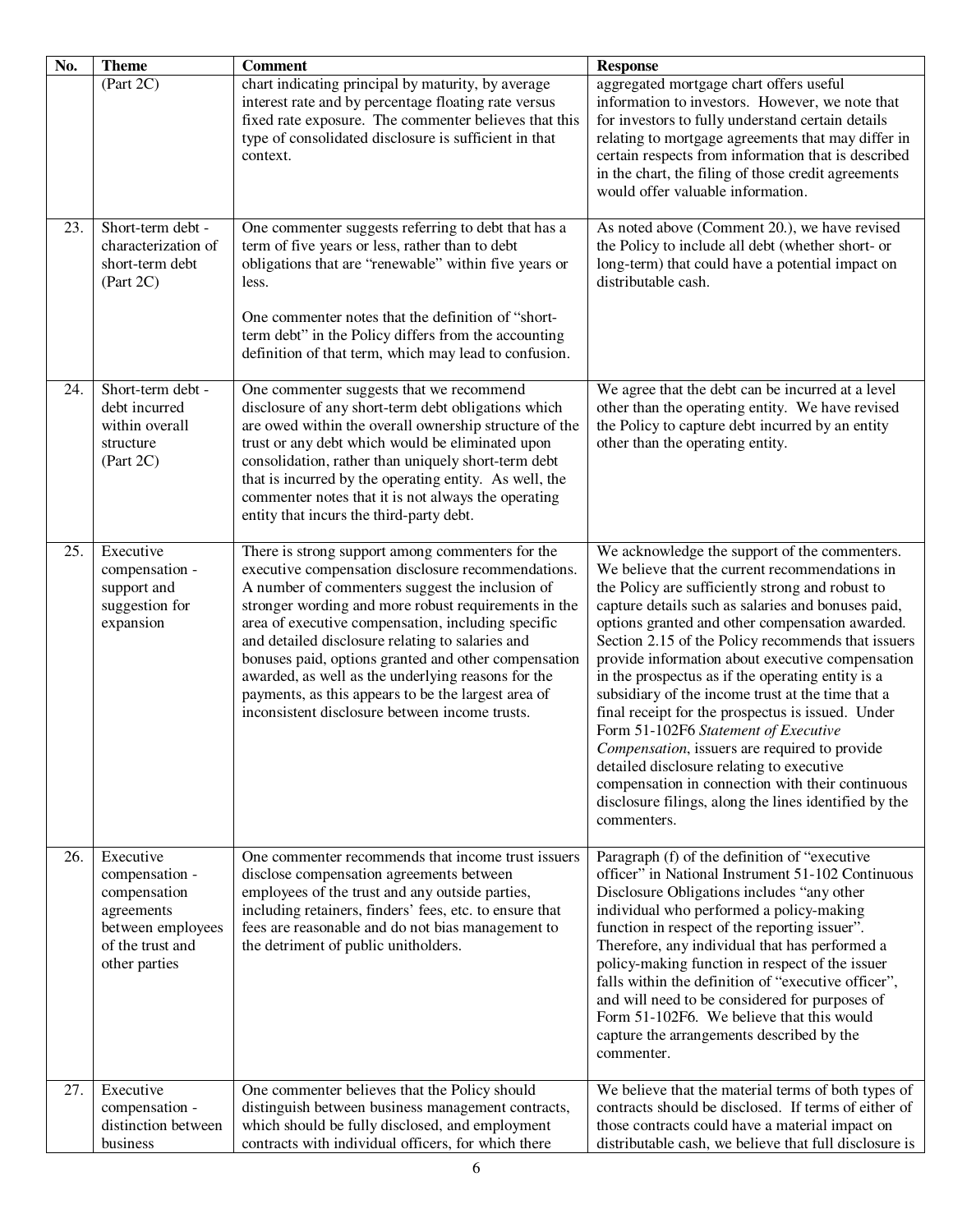| No. | Theme | Comment | Response |
|---|---|---|---|
| | (Part 2C) | chart indicating principal by maturity, by average interest rate and by percentage floating rate versus fixed rate exposure. The commenter believes that this type of consolidated disclosure is sufficient in that context. | aggregated mortgage chart offers useful information to investors. However, we note that for investors to fully understand certain details relating to mortgage agreements that may differ in certain respects from information that is described in the chart, the filing of those credit agreements would offer valuable information. |
| 23. | Short-term debt - characterization of short-term debt (Part 2C) | One commenter suggests referring to debt that has a term of five years or less, rather than to debt obligations that are "renewable" within five years or less.<br><br>One commenter notes that the definition of "short-term debt" in the Policy differs from the accounting definition of that term, which may lead to confusion. | As noted above (Comment 20.), we have revised the Policy to include all debt (whether short- or long-term) that could have a potential impact on distributable cash. |
| 24. | Short-term debt - debt incurred within overall structure (Part 2C) | One commenter suggests that we recommend disclosure of any short-term debt obligations which are owed within the overall ownership structure of the trust or any debt which would be eliminated upon consolidation, rather than uniquely short-term debt that is incurred by the operating entity. As well, the commenter notes that it is not always the operating entity that incurs the third-party debt. | We agree that the debt can be incurred at a level other than the operating entity. We have revised the Policy to capture debt incurred by an entity other than the operating entity. |
| 25. | Executive compensation - support and suggestion for expansion | There is strong support among commenters for the executive compensation disclosure recommendations. A number of commenters suggest the inclusion of stronger wording and more robust requirements in the area of executive compensation, including specific and detailed disclosure relating to salaries and bonuses paid, options granted and other compensation awarded, as well as the underlying reasons for the payments, as this appears to be the largest area of inconsistent disclosure between income trusts. | We acknowledge the support of the commenters. We believe that the current recommendations in the Policy are sufficiently strong and robust to capture details such as salaries and bonuses paid, options granted and other compensation awarded. Section 2.15 of the Policy recommends that issuers provide information about executive compensation in the prospectus as if the operating entity is a subsidiary of the income trust at the time that a final receipt for the prospectus is issued. Under Form 51-102F6 *Statement of Executive Compensation*, issuers are required to provide detailed disclosure relating to executive compensation in connection with their continuous disclosure filings, along the lines identified by the commenters. |
| 26. | Executive compensation - compensation agreements between employees of the trust and other parties | One commenter recommends that income trust issuers disclose compensation agreements between employees of the trust and any outside parties, including retainers, finders' fees, etc. to ensure that fees are reasonable and do not bias management to the detriment of public unitholders. | Paragraph (f) of the definition of "executive officer" in National Instrument 51-102 Continuous Disclosure Obligations includes "any other individual who performed a policy-making function in respect of the reporting issuer". Therefore, any individual that has performed a policy-making function in respect of the issuer falls within the definition of "executive officer", and will need to be considered for purposes of Form 51-102F6. We believe that this would capture the arrangements described by the commenter. |
| 27. | Executive compensation - distinction between business | One commenter believes that the Policy should distinguish between business management contracts, which should be fully disclosed, and employment contracts with individual officers, for which there | We believe that the material terms of both types of contracts should be disclosed. If terms of either of those contracts could have a material impact on distributable cash, we believe that full disclosure is |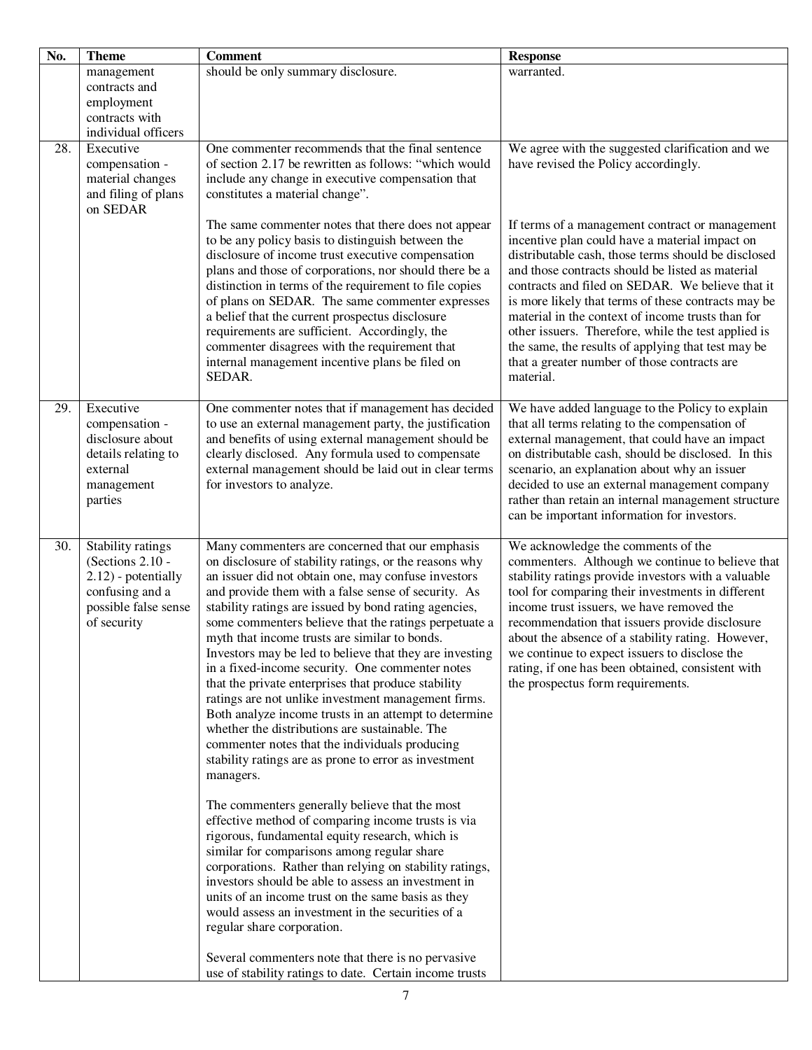| No. | Theme | Comment | Response |
|---|---|---|---|
| | management contracts and employment contracts with individual officers | should be only summary disclosure. | warranted. |
| 28. | Executive compensation - material changes and filing of plans on SEDAR | One commenter recommends that the final sentence of section 2.17 be rewritten as follows: "which would include any change in executive compensation that constitutes a material change".<br><br>The same commenter notes that there does not appear to be any policy basis to distinguish between the disclosure of income trust executive compensation plans and those of corporations, nor should there be a distinction in terms of the requirement to file copies of plans on SEDAR. The same commenter expresses a belief that the current prospectus disclosure requirements are sufficient. Accordingly, the commenter disagrees with the requirement that internal management incentive plans be filed on SEDAR. | We agree with the suggested clarification and we have revised the Policy accordingly.<br><br>If terms of a management contract or management incentive plan could have a material impact on distributable cash, those terms should be disclosed and those contracts should be listed as material contracts and filed on SEDAR. We believe that it is more likely that terms of these contracts may be material in the context of income trusts than for other issuers. Therefore, while the test applied is the same, the results of applying that test may be that a greater number of those contracts are material. |
| 29. | Executive compensation - disclosure about details relating to external management parties | One commenter notes that if management has decided to use an external management party, the justification and benefits of using external management should be clearly disclosed. Any formula used to compensate external management should be laid out in clear terms for investors to analyze. | We have added language to the Policy to explain that all terms relating to the compensation of external management, that could have an impact on distributable cash, should be disclosed. In this scenario, an explanation about why an issuer decided to use an external management company rather than retain an internal management structure can be important information for investors. |
| 30. | Stability ratings (Sections 2.10 - 2.12) - potentially confusing and a possible false sense of security | Many commenters are concerned that our emphasis on disclosure of stability ratings, or the reasons why an issuer did not obtain one, may confuse investors and provide them with a false sense of security. As stability ratings are issued by bond rating agencies, some commenters believe that the ratings perpetuate a myth that income trusts are similar to bonds. Investors may be led to believe that they are investing in a fixed-income security. One commenter notes that the private enterprises that produce stability ratings are not unlike investment management firms. Both analyze income trusts in an attempt to determine whether the distributions are sustainable. The commenter notes that the individuals producing stability ratings are as prone to error as investment managers.<br><br>The commenters generally believe that the most effective method of comparing income trusts is via rigorous, fundamental equity research, which is similar for comparisons among regular share corporations. Rather than relying on stability ratings, investors should be able to assess an investment in units of an income trust on the same basis as they would assess an investment in the securities of a regular share corporation.<br><br>Several commenters note that there is no pervasive use of stability ratings to date. Certain income trusts | We acknowledge the comments of the commenters. Although we continue to believe that stability ratings provide investors with a valuable tool for comparing their investments in different income trust issuers, we have removed the recommendation that issuers provide disclosure about the absence of a stability rating. However, we continue to expect issuers to disclose the rating, if one has been obtained, consistent with the prospectus form requirements. |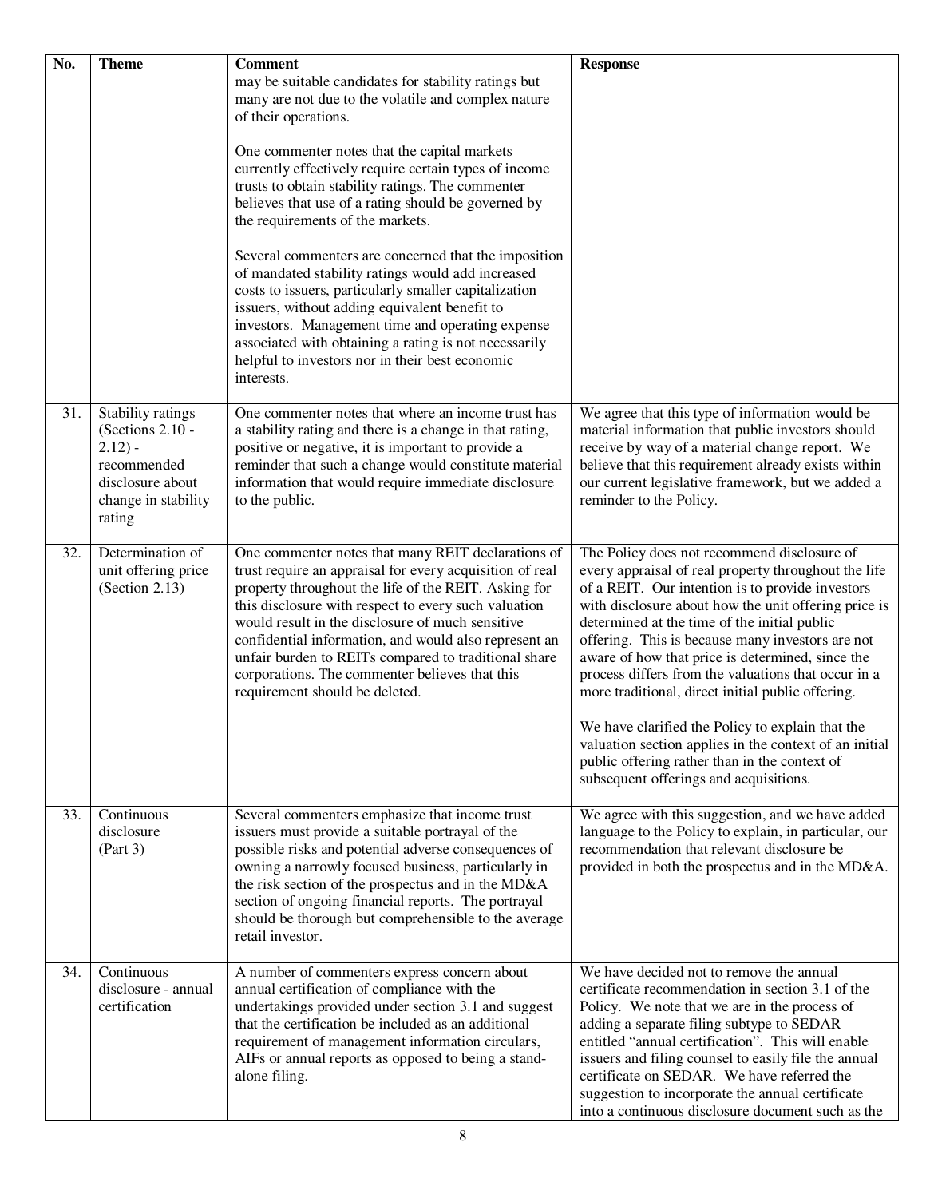| No. | Theme | Comment | Response |
|---|---|---|---|
| | | may be suitable candidates for stability ratings but many are not due to the volatile and complex nature of their operations.<br><br>One commenter notes that the capital markets currently effectively require certain types of income trusts to obtain stability ratings. The commenter believes that use of a rating should be governed by the requirements of the markets.<br><br>Several commenters are concerned that the imposition of mandated stability ratings would add increased costs to issuers, particularly smaller capitalization issuers, without adding equivalent benefit to investors. Management time and operating expense associated with obtaining a rating is not necessarily helpful to investors nor in their best economic interests. | |
| 31. | Stability ratings (Sections 2.10 - 2.12) - recommended disclosure about change in stability rating | One commenter notes that where an income trust has a stability rating and there is a change in that rating, positive or negative, it is important to provide a reminder that such a change would constitute material information that would require immediate disclosure to the public. | We agree that this type of information would be material information that public investors should receive by way of a material change report. We believe that this requirement already exists within our current legislative framework, but we added a reminder to the Policy. |
| 32. | Determination of unit offering price (Section 2.13) | One commenter notes that many REIT declarations of trust require an appraisal for every acquisition of real property throughout the life of the REIT. Asking for this disclosure with respect to every such valuation would result in the disclosure of much sensitive confidential information, and would also represent an unfair burden to REITs compared to traditional share corporations. The commenter believes that this requirement should be deleted. | The Policy does not recommend disclosure of every appraisal of real property throughout the life of a REIT. Our intention is to provide investors with disclosure about how the unit offering price is determined at the time of the initial public offering. This is because many investors are not aware of how that price is determined, since the process differs from the valuations that occur in a more traditional, direct initial public offering.<br><br>We have clarified the Policy to explain that the valuation section applies in the context of an initial public offering rather than in the context of subsequent offerings and acquisitions. |
| 33. | Continuous disclosure (Part 3) | Several commenters emphasize that income trust issuers must provide a suitable portrayal of the possible risks and potential adverse consequences of owning a narrowly focused business, particularly in the risk section of the prospectus and in the MD&A section of ongoing financial reports. The portrayal should be thorough but comprehensible to the average retail investor. | We agree with this suggestion, and we have added language to the Policy to explain, in particular, our recommendation that relevant disclosure be provided in both the prospectus and in the MD&A. |
| 34. | Continuous disclosure - annual certification | A number of commenters express concern about annual certification of compliance with the undertakings provided under section 3.1 and suggest that the certification be included as an additional requirement of management information circulars, AIFs or annual reports as opposed to being a stand-alone filing. | We have decided not to remove the annual certificate recommendation in section 3.1 of the Policy. We note that we are in the process of adding a separate filing subtype to SEDAR entitled "annual certification". This will enable issuers and filing counsel to easily file the annual certificate on SEDAR. We have referred the suggestion to incorporate the annual certificate into a continuous disclosure document such as the |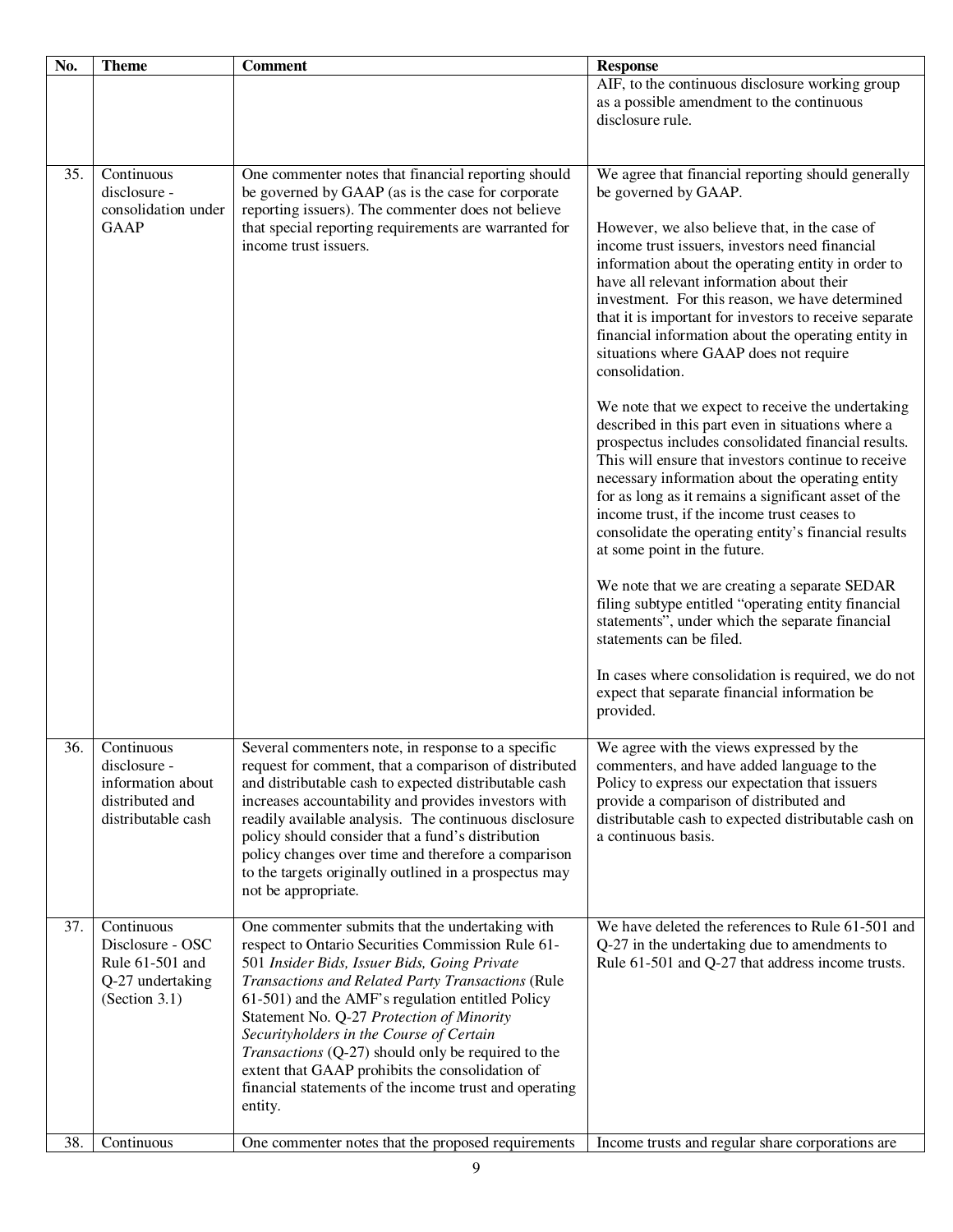| No. | Theme | Comment | Response |
|---|---|---|---|
| | | | AIF, to the continuous disclosure working group as a possible amendment to the continuous disclosure rule. |
| 35. | Continuous disclosure - consolidation under GAAP | One commenter notes that financial reporting should be governed by GAAP (as is the case for corporate reporting issuers). The commenter does not believe that special reporting requirements are warranted for income trust issuers. | We agree that financial reporting should generally be governed by GAAP.<br><br>However, we also believe that, in the case of income trust issuers, investors need financial information about the operating entity in order to have all relevant information about their investment. For this reason, we have determined that it is important for investors to receive separate financial information about the operating entity in situations where GAAP does not require consolidation.<br><br>We note that we expect to receive the undertaking described in this part even in situations where a prospectus includes consolidated financial results. This will ensure that investors continue to receive necessary information about the operating entity for as long as it remains a significant asset of the income trust, if the income trust ceases to consolidate the operating entity's financial results at some point in the future.<br><br>We note that we are creating a separate SEDAR filing subtype entitled "operating entity financial statements", under which the separate financial statements can be filed.<br><br>In cases where consolidation is required, we do not expect that separate financial information be provided. |
| 36. | Continuous disclosure - information about distributed and distributable cash | Several commenters note, in response to a specific request for comment, that a comparison of distributed and distributable cash to expected distributable cash increases accountability and provides investors with readily available analysis. The continuous disclosure policy should consider that a fund's distribution policy changes over time and therefore a comparison to the targets originally outlined in a prospectus may not be appropriate. | We agree with the views expressed by the commenters, and have added language to the Policy to express our expectation that issuers provide a comparison of distributed and distributable cash to expected distributable cash on a continuous basis. |
| 37. | Continuous Disclosure - OSC Rule 61-501 and Q-27 undertaking (Section 3.1) | One commenter submits that the undertaking with respect to Ontario Securities Commission Rule 61-501 *Insider Bids, Issuer Bids, Going Private Transactions and Related Party Transactions* (Rule 61-501) and the AMF's regulation entitled Policy Statement No. Q-27 *Protection of Minority Securityholders in the Course of Certain Transactions* (Q-27) should only be required to the extent that GAAP prohibits the consolidation of financial statements of the income trust and operating entity. | We have deleted the references to Rule 61-501 and Q-27 in the undertaking due to amendments to Rule 61-501 and Q-27 that address income trusts. |
| 38. | Continuous | One commenter notes that the proposed requirements | Income trusts and regular share corporations are |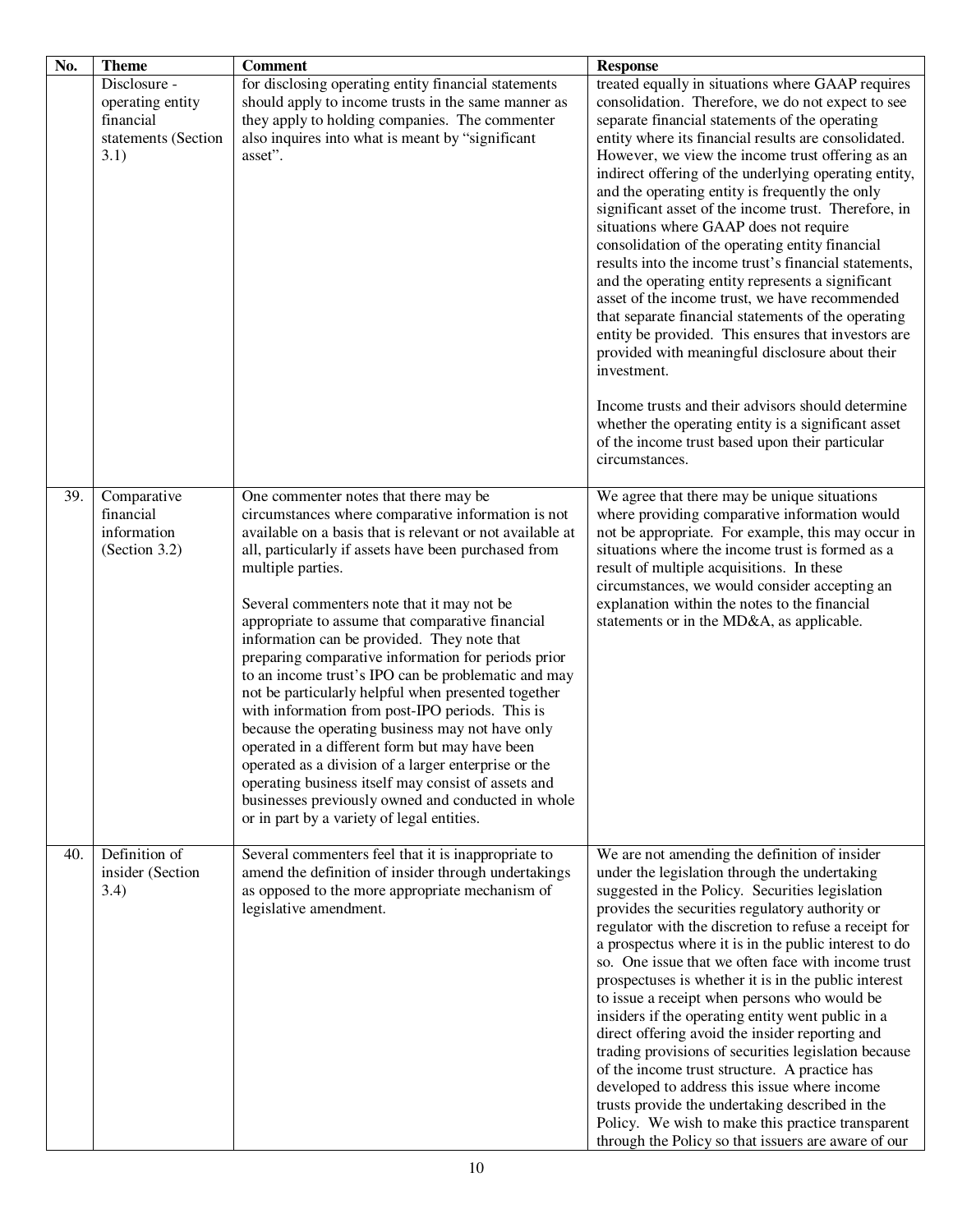| No. | Theme | Comment | Response |
|---|---|---|---|
| | Disclosure - operating entity financial statements (Section 3.1) | for disclosing operating entity financial statements should apply to income trusts in the same manner as they apply to holding companies. The commenter also inquires into what is meant by "significant asset". | treated equally in situations where GAAP requires consolidation. Therefore, we do not expect to see separate financial statements of the operating entity where its financial results are consolidated. However, we view the income trust offering as an indirect offering of the underlying operating entity, and the operating entity is frequently the only significant asset of the income trust. Therefore, in situations where GAAP does not require consolidation of the operating entity financial results into the income trust's financial statements, and the operating entity represents a significant asset of the income trust, we have recommended that separate financial statements of the operating entity be provided. This ensures that investors are provided with meaningful disclosure about their investment.<br><br>Income trusts and their advisors should determine whether the operating entity is a significant asset of the income trust based upon their particular circumstances. |
| 39. | Comparative financial information (Section 3.2) | One commenter notes that there may be circumstances where comparative information is not available on a basis that is relevant or not available at all, particularly if assets have been purchased from multiple parties.<br><br>Several commenters note that it may not be appropriate to assume that comparative financial information can be provided. They note that preparing comparative information for periods prior to an income trust's IPO can be problematic and may not be particularly helpful when presented together with information from post-IPO periods. This is because the operating business may not have only operated in a different form but may have been operated as a division of a larger enterprise or the operating business itself may consist of assets and businesses previously owned and conducted in whole or in part by a variety of legal entities. | We agree that there may be unique situations where providing comparative information would not be appropriate. For example, this may occur in situations where the income trust is formed as a result of multiple acquisitions. In these circumstances, we would consider accepting an explanation within the notes to the financial statements or in the MD&A, as applicable. |
| 40. | Definition of insider (Section 3.4) | Several commenters feel that it is inappropriate to amend the definition of insider through undertakings as opposed to the more appropriate mechanism of legislative amendment. | We are not amending the definition of insider under the legislation through the undertaking suggested in the Policy. Securities legislation provides the securities regulatory authority or regulator with the discretion to refuse a receipt for a prospectus where it is in the public interest to do so. One issue that we often face with income trust prospectuses is whether it is in the public interest to issue a receipt when persons who would be insiders if the operating entity went public in a direct offering avoid the insider reporting and trading provisions of securities legislation because of the income trust structure. A practice has developed to address this issue where income trusts provide the undertaking described in the Policy. We wish to make this practice transparent through the Policy so that issuers are aware of our |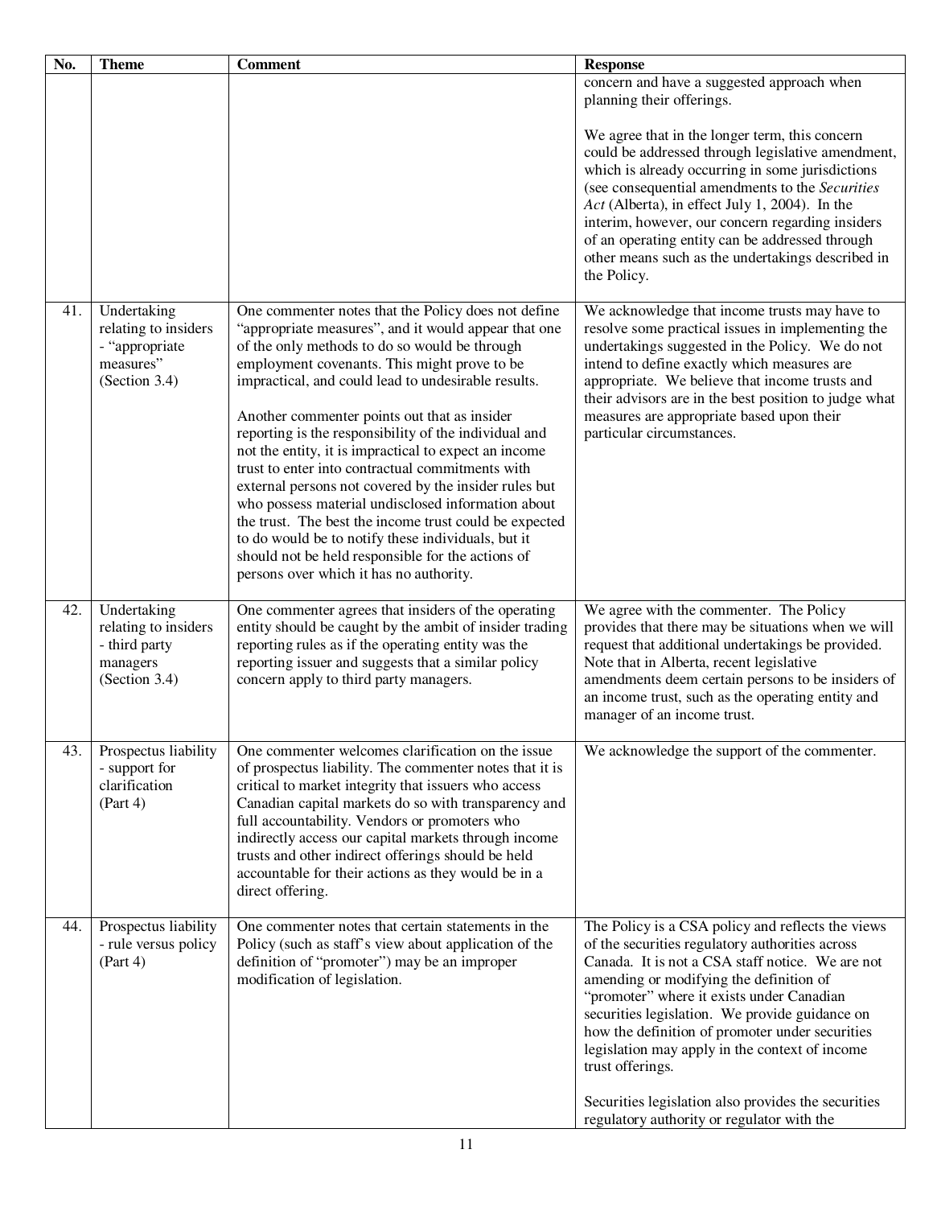| No. | Theme | Comment | Response |
|---|---|---|---|
| | | | concern and have a suggested approach when planning their offerings.<br><br>We agree that in the longer term, this concern could be addressed through legislative amendment, which is already occurring in some jurisdictions (see consequential amendments to the *Securities Act* (Alberta), in effect July 1, 2004). In the interim, however, our concern regarding insiders of an operating entity can be addressed through other means such as the undertakings described in the Policy. |
| 41. | Undertaking relating to insiders - "appropriate measures" (Section 3.4) | One commenter notes that the Policy does not define "appropriate measures", and it would appear that one of the only methods to do so would be through employment covenants. This might prove to be impractical, and could lead to undesirable results.<br><br>Another commenter points out that as insider reporting is the responsibility of the individual and not the entity, it is impractical to expect an income trust to enter into contractual commitments with external persons not covered by the insider rules but who possess material undisclosed information about the trust. The best the income trust could be expected to do would be to notify these individuals, but it should not be held responsible for the actions of persons over which it has no authority. | We acknowledge that income trusts may have to resolve some practical issues in implementing the undertakings suggested in the Policy. We do not intend to define exactly which measures are appropriate. We believe that income trusts and their advisors are in the best position to judge what measures are appropriate based upon their particular circumstances. |
| 42. | Undertaking relating to insiders - third party managers (Section 3.4) | One commenter agrees that insiders of the operating entity should be caught by the ambit of insider trading reporting rules as if the operating entity was the reporting issuer and suggests that a similar policy concern apply to third party managers. | We agree with the commenter. The Policy provides that there may be situations when we will request that additional undertakings be provided. Note that in Alberta, recent legislative amendments deem certain persons to be insiders of an income trust, such as the operating entity and manager of an income trust. |
| 43. | Prospectus liability - support for clarification (Part 4) | One commenter welcomes clarification on the issue of prospectus liability. The commenter notes that it is critical to market integrity that issuers who access Canadian capital markets do so with transparency and full accountability. Vendors or promoters who indirectly access our capital markets through income trusts and other indirect offerings should be held accountable for their actions as they would be in a direct offering. | We acknowledge the support of the commenter. |
| 44. | Prospectus liability - rule versus policy (Part 4) | One commenter notes that certain statements in the Policy (such as staff's view about application of the definition of "promoter") may be an improper modification of legislation. | The Policy is a CSA policy and reflects the views of the securities regulatory authorities across Canada. It is not a CSA staff notice. We are not amending or modifying the definition of "promoter" where it exists under Canadian securities legislation. We provide guidance on how the definition of promoter under securities legislation may apply in the context of income trust offerings.<br><br>Securities legislation also provides the securities regulatory authority or regulator with the |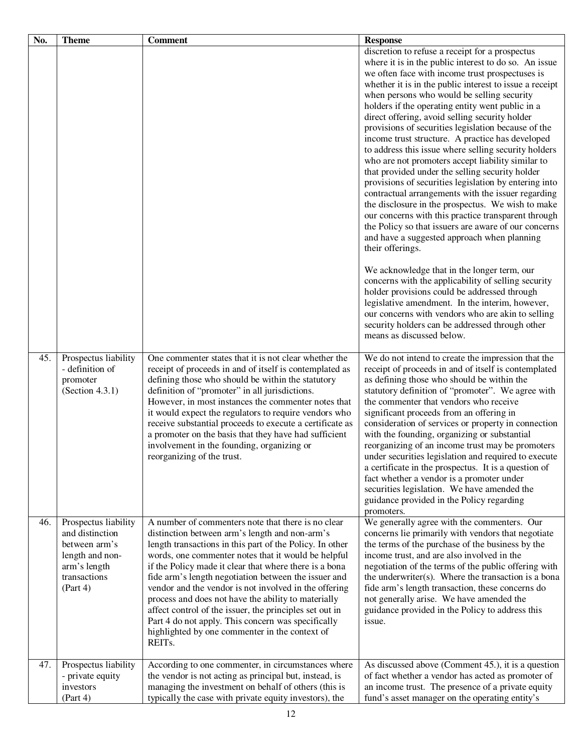| No. | Theme | Comment | Response |
|---|---|---|---|
| | | | discretion to refuse a receipt for a prospectus where it is in the public interest to do so. An issue we often face with income trust prospectuses is whether it is in the public interest to issue a receipt when persons who would be selling security holders if the operating entity went public in a direct offering, avoid selling security holder provisions of securities legislation because of the income trust structure. A practice has developed to address this issue where selling security holders who are not promoters accept liability similar to that provided under the selling security holder provisions of securities legislation by entering into contractual arrangements with the issuer regarding the disclosure in the prospectus. We wish to make our concerns with this practice transparent through the Policy so that issuers are aware of our concerns and have a suggested approach when planning their offerings.<br><br>We acknowledge that in the longer term, our concerns with the applicability of selling security holder provisions could be addressed through legislative amendment. In the interim, however, our concerns with vendors who are akin to selling security holders can be addressed through other means as discussed below. |
| 45. | Prospectus liability - definition of promoter (Section 4.3.1) | One commenter states that it is not clear whether the receipt of proceeds in and of itself is contemplated as defining those who should be within the statutory definition of "promoter" in all jurisdictions. However, in most instances the commenter notes that it would expect the regulators to require vendors who receive substantial proceeds to execute a certificate as a promoter on the basis that they have had sufficient involvement in the founding, organizing or reorganizing of the trust. | We do not intend to create the impression that the receipt of proceeds in and of itself is contemplated as defining those who should be within the statutory definition of "promoter". We agree with the commenter that vendors who receive significant proceeds from an offering in consideration of services or property in connection with the founding, organizing or substantial reorganizing of an income trust may be promoters under securities legislation and required to execute a certificate in the prospectus. It is a question of fact whether a vendor is a promoter under securities legislation. We have amended the guidance provided in the Policy regarding promoters. |
| 46. | Prospectus liability and distinction between arm's length and non-arm's length transactions (Part 4) | A number of commenters note that there is no clear distinction between arm's length and non-arm's length transactions in this part of the Policy. In other words, one commenter notes that it would be helpful if the Policy made it clear that where there is a bona fide arm's length negotiation between the issuer and vendor and the vendor is not involved in the offering process and does not have the ability to materially affect control of the issuer, the principles set out in Part 4 do not apply. This concern was specifically highlighted by one commenter in the context of REITs. | We generally agree with the commenters. Our concerns lie primarily with vendors that negotiate the terms of the purchase of the business by the income trust, and are also involved in the negotiation of the terms of the public offering with the underwriter(s). Where the transaction is a bona fide arm's length transaction, these concerns do not generally arise. We have amended the guidance provided in the Policy to address this issue. |
| 47. | Prospectus liability - private equity investors (Part 4) | According to one commenter, in circumstances where the vendor is not acting as principal but, instead, is managing the investment on behalf of others (this is typically the case with private equity investors), the | As discussed above (Comment 45.), it is a question of fact whether a vendor has acted as promoter of an income trust. The presence of a private equity fund's asset manager on the operating entity's |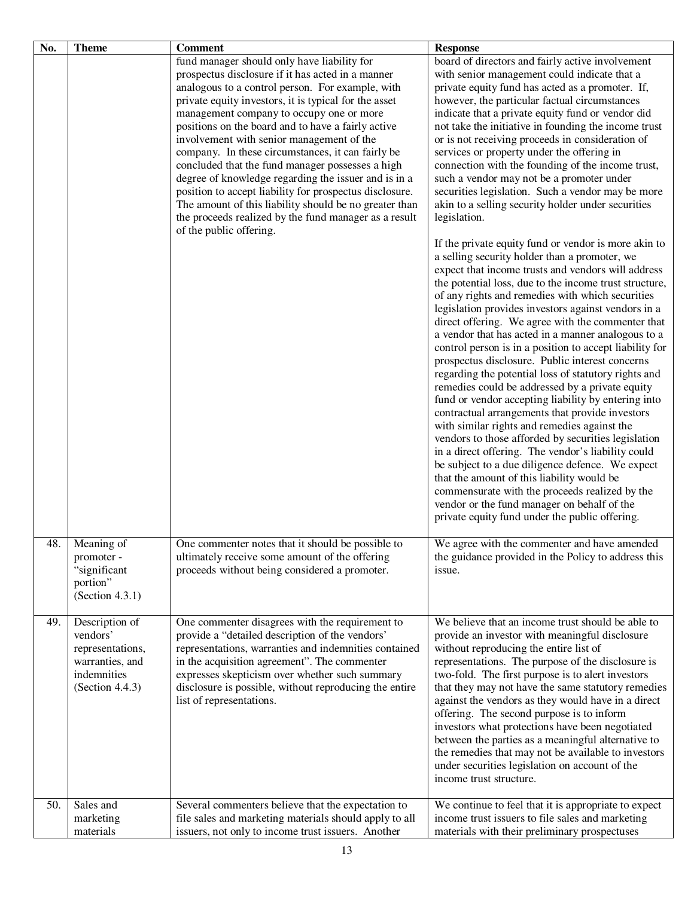| No. | Theme | Comment | Response |
|---|---|---|---|
| | | fund manager should only have liability for prospectus disclosure if it has acted in a manner analogous to a control person. For example, with private equity investors, it is typical for the asset management company to occupy one or more positions on the board and to have a fairly active involvement with senior management of the company. In these circumstances, it can fairly be concluded that the fund manager possesses a high degree of knowledge regarding the issuer and is in a position to accept liability for prospectus disclosure. The amount of this liability should be no greater than the proceeds realized by the fund manager as a result of the public offering. | board of directors and fairly active involvement with senior management could indicate that a private equity fund has acted as a promoter. If, however, the particular factual circumstances indicate that a private equity fund or vendor did not take the initiative in founding the income trust or is not receiving proceeds in consideration of services or property under the offering in connection with the founding of the income trust, such a vendor may not be a promoter under securities legislation. Such a vendor may be more akin to a selling security holder under securities legislation.<br><br>If the private equity fund or vendor is more akin to a selling security holder than a promoter, we expect that income trusts and vendors will address the potential loss, due to the income trust structure, of any rights and remedies with which securities legislation provides investors against vendors in a direct offering. We agree with the commenter that a vendor that has acted in a manner analogous to a control person is in a position to accept liability for prospectus disclosure. Public interest concerns regarding the potential loss of statutory rights and remedies could be addressed by a private equity fund or vendor accepting liability by entering into contractual arrangements that provide investors with similar rights and remedies against the vendors to those afforded by securities legislation in a direct offering. The vendor's liability could be subject to a due diligence defence. We expect that the amount of this liability would be commensurate with the proceeds realized by the vendor or the fund manager on behalf of the private equity fund under the public offering. |
| 48. | Meaning of promoter - "significant portion" (Section 4.3.1) | One commenter notes that it should be possible to ultimately receive some amount of the offering proceeds without being considered a promoter. | We agree with the commenter and have amended the guidance provided in the Policy to address this issue. |
| 49. | Description of vendors' representations, warranties, and indemnities (Section 4.4.3) | One commenter disagrees with the requirement to provide a "detailed description of the vendors' representations, warranties and indemnities contained in the acquisition agreement". The commenter expresses skepticism over whether such summary disclosure is possible, without reproducing the entire list of representations. | We believe that an income trust should be able to provide an investor with meaningful disclosure without reproducing the entire list of representations. The purpose of the disclosure is two-fold. The first purpose is to alert investors that they may not have the same statutory remedies against the vendors as they would have in a direct offering. The second purpose is to inform investors what protections have been negotiated between the parties as a meaningful alternative to the remedies that may not be available to investors under securities legislation on account of the income trust structure. |
| 50. | Sales and marketing materials | Several commenters believe that the expectation to file sales and marketing materials should apply to all issuers, not only to income trust issuers. Another | We continue to feel that it is appropriate to expect income trust issuers to file sales and marketing materials with their preliminary prospectuses |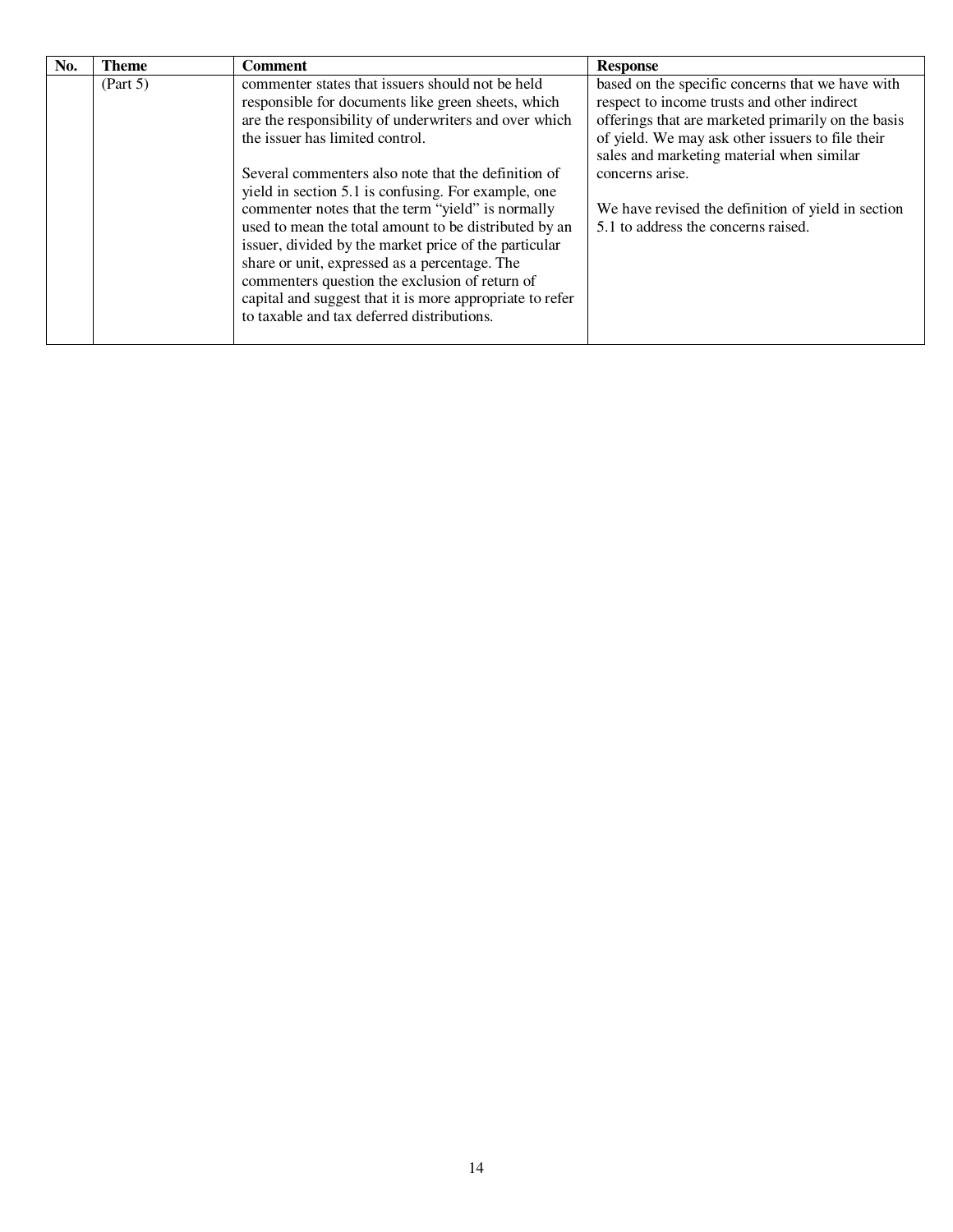| No. | Theme | Comment | Response |
|---|---|---|---|
| | (Part 5) | commenter states that issuers should not be held responsible for documents like green sheets, which are the responsibility of underwriters and over which the issuer has limited control.<br><br>Several commenters also note that the definition of yield in section 5.1 is confusing. For example, one commenter notes that the term "yield" is normally used to mean the total amount to be distributed by an issuer, divided by the market price of the particular share or unit, expressed as a percentage. The commenters question the exclusion of return of capital and suggest that it is more appropriate to refer to taxable and tax deferred distributions. | based on the specific concerns that we have with respect to income trusts and other indirect offerings that are marketed primarily on the basis of yield. We may ask other issuers to file their sales and marketing material when similar concerns arise.<br><br>We have revised the definition of yield in section 5.1 to address the concerns raised. |